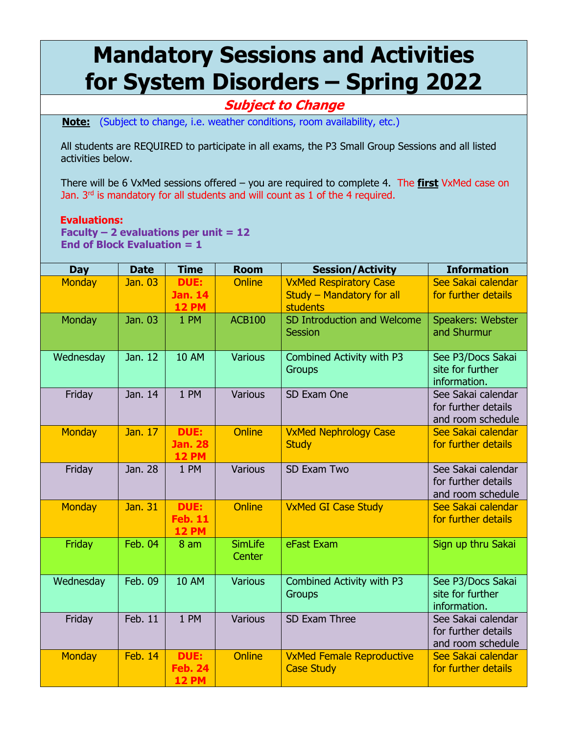# Mandatory Sessions and Activities for System Disorders – Spring 2022

***Subject to Change***

**Note:** (Subject to change, i.e. weather conditions, room availability, etc.)

All students are REQUIRED to participate in all exams, the P3 Small Group Sessions and all listed activities below.

There will be 6 VxMed sessions offered – you are required to complete 4. The **first** VxMed case on Jan. 3rd is mandatory for all students and will count as 1 of the 4 required.

**Evaluations:**
**Faculty – 2 evaluations per unit = 12**
**End of Block Evaluation = 1**

| Day | Date | Time | Room | Session/Activity | Information |
|---|---|---|---|---|---|
| Monday | Jan. 03 | **DUE: Jan. 14 12 PM** | Online | VxMed Respiratory Case Study – Mandatory for all students | See Sakai calendar for further details |
| Monday | Jan. 03 | 1 PM | ACB100 | SD Introduction and Welcome Session | Speakers: Webster and Shurmur |
| Wednesday | Jan. 12 | 10 AM | Various | Combined Activity with P3 Groups | See P3/Docs Sakai site for further information. |
| Friday | Jan. 14 | 1 PM | Various | SD Exam One | See Sakai calendar for further details and room schedule |
| Monday | Jan. 17 | **DUE: Jan. 28 12 PM** | Online | VxMed Nephrology Case Study | See Sakai calendar for further details |
| Friday | Jan. 28 | 1 PM | Various | SD Exam Two | See Sakai calendar for further details and room schedule |
| Monday | Jan. 31 | **DUE: Feb. 11 12 PM** | Online | VxMed GI Case Study | See Sakai calendar for further details |
| Friday | Feb. 04 | 8 am | SimLife Center | eFast Exam | Sign up thru Sakai |
| Wednesday | Feb. 09 | 10 AM | Various | Combined Activity with P3 Groups | See P3/Docs Sakai site for further information. |
| Friday | Feb. 11 | 1 PM | Various | SD Exam Three | See Sakai calendar for further details and room schedule |
| Monday | Feb. 14 | **DUE: Feb. 24 12 PM** | Online | VxMed Female Reproductive Case Study | See Sakai calendar for further details |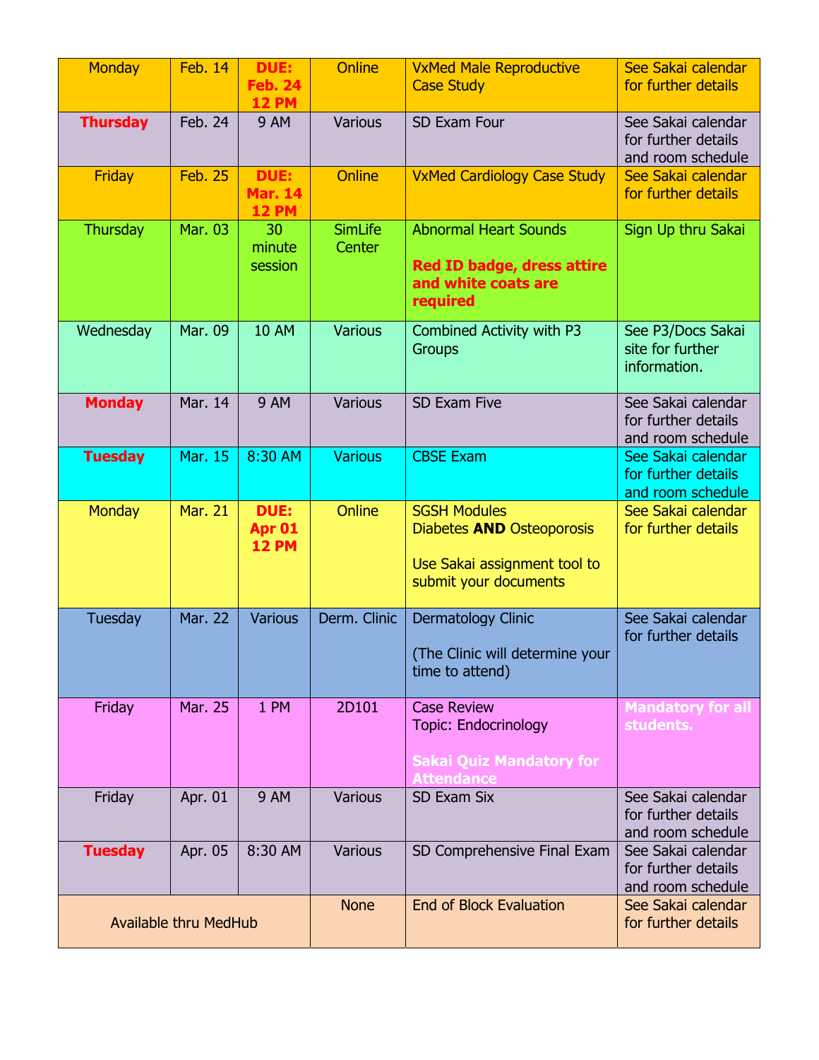| Monday | Feb. 14 | **DUE: Feb. 24 12 PM** | Online | VxMed Male Reproductive Case Study | See Sakai calendar for further details |
|---|---|---|---|---|---|
| **Thursday** | Feb. 24 | 9 AM | Various | SD Exam Four | See Sakai calendar for further details and room schedule |
| Friday | Feb. 25 | **DUE: Mar. 14 12 PM** | Online | VxMed Cardiology Case Study | See Sakai calendar for further details |
| Thursday | Mar. 03 | 30 minute session | SimLife Center | Abnormal Heart Sounds<br><br>**Red ID badge, dress attire and white coats are required** | Sign Up thru Sakai |
| Wednesday | Mar. 09 | 10 AM | Various | Combined Activity with P3 Groups | See P3/Docs Sakai site for further information. |
| **Monday** | Mar. 14 | 9 AM | Various | SD Exam Five | See Sakai calendar for further details and room schedule |
| **Tuesday** | Mar. 15 | 8:30 AM | Various | CBSE Exam | See Sakai calendar for further details and room schedule |
| Monday | Mar. 21 | **DUE: Apr 01 12 PM** | Online | SGSH Modules<br>Diabetes **AND** Osteoporosis<br><br>Use Sakai assignment tool to submit your documents | See Sakai calendar for further details |
| Tuesday | Mar. 22 | Various | Derm. Clinic | Dermatology Clinic<br><br>(The Clinic will determine your time to attend) | See Sakai calendar for further details |
| Friday | Mar. 25 | 1 PM | 2D101 | Case Review<br>Topic: Endocrinology<br><br>**Sakai Quiz Mandatory for Attendance** | **Mandatory for all students.** |
| Friday | Apr. 01 | 9 AM | Various | SD Exam Six | See Sakai calendar for further details and room schedule |
| **Tuesday** | Apr. 05 | 8:30 AM | Various | SD Comprehensive Final Exam | See Sakai calendar for further details and room schedule |
| Available thru MedHub | | | None | End of Block Evaluation | See Sakai calendar for further details |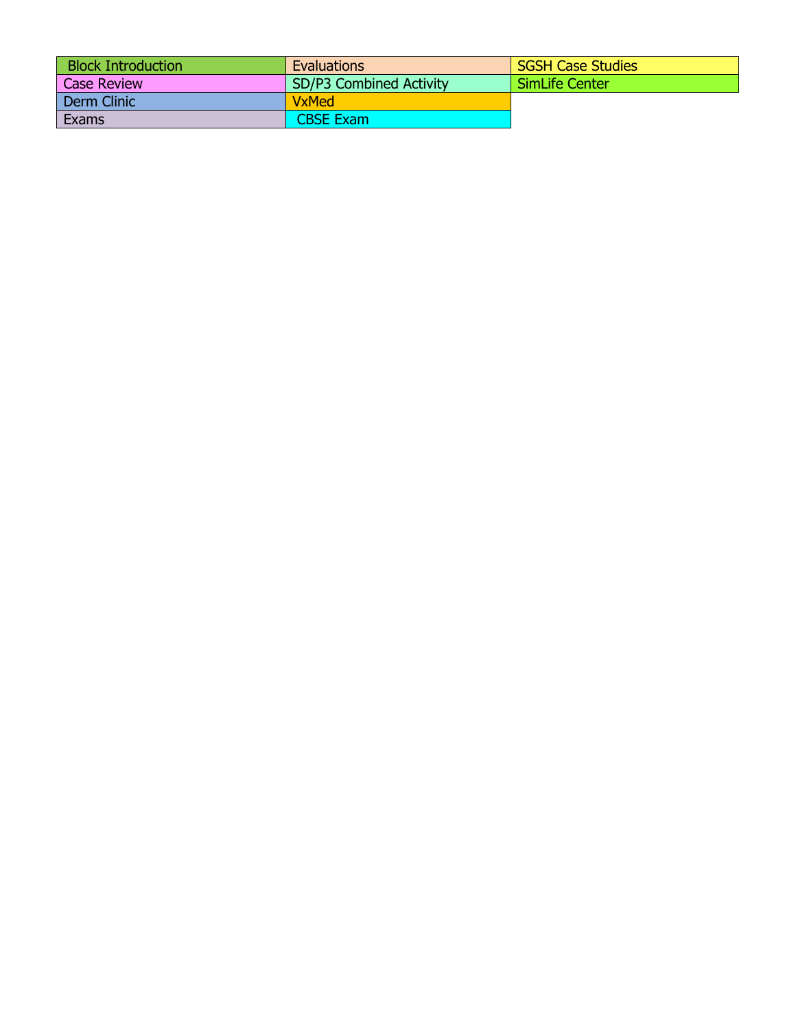| | | |
|---|---|---|
| Block Introduction | Evaluations | SGSH Case Studies |
| Case Review | SD/P3 Combined Activity | SimLife Center |
| Derm Clinic | VxMed | |
| Exams | CBSE Exam | |